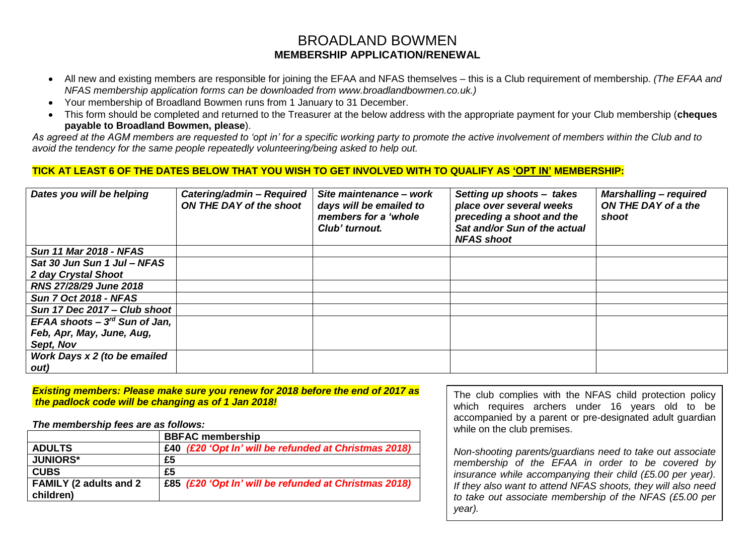# BROADLAND BOWMEN

## MEMBERSHIP APPLICATION/RENEWAL

- All new and existing members are responsible for joining the EFAA and NFAS themselves – this is a Club requirement of membership. *(The EFAA and NFAS membership application forms can be downloaded from www.broadlandbowmen.co.uk.)*
- Your membership of Broadland Bowmen runs from 1 January to 31 December.
- This form should be completed and returned to the Treasurer at the below address with the appropriate payment for your Club membership (**cheques payable to Broadland Bowmen, please**).

*As agreed at the AGM members are requested to 'opt in' for a specific working party to promote the active involvement of members within the Club and to avoid the tendency for the same people repeatedly volunteering/being asked to help out.*

**TICK AT LEAST 6 OF THE DATES BELOW THAT YOU WISH TO GET INVOLVED WITH TO QUALIFY AS 'OPT IN' MEMBERSHIP:**

| ***Dates you will be helping*** | ***Catering/admin – Required ON THE DAY of the shoot*** | ***Site maintenance – work days will be emailed to members for a 'whole Club' turnout.*** | ***Setting up shoots – takes place over several weeks preceding a shoot and the Sat and/or Sun of the actual NFAS shoot*** | ***Marshalling – required ON THE DAY of a the shoot*** |
|---|---|---|---|---|
| ***Sun 11 Mar 2018 - NFAS*** | | | | |
| ***Sat 30 Jun Sun 1 Jul – NFAS 2 day Crystal Shoot*** | | | | |
| ***RNS 27/28/29 June 2018*** | | | | |
| ***Sun 7 Oct 2018 - NFAS*** | | | | |
| ***Sun 17 Dec 2017 – Club shoot*** | | | | |
| ***EFAA shoots – 3rd Sun of Jan, Feb, Apr, May, June, Aug, Sept, Nov*** | | | | |
| ***Work Days x 2 (to be emailed out)*** | | | | |

***Existing members: Please make sure you renew for 2018 before the end of 2017 as the padlock code will be changing as of 1 Jan 2018!***

***The membership fees are as follows:***

| | **BBFAC membership** |
|---|---|
| **ADULTS** | **£40** ***(£20 'Opt In' will be refunded at Christmas 2018)*** |
| **JUNIORS\*** | **£5** |
| **CUBS** | **£5** |
| **FAMILY (2 adults and 2 children)** | **£85** ***(£20 'Opt In' will be refunded at Christmas 2018)*** |

The club complies with the NFAS child protection policy which requires archers under 16 years old to be accompanied by a parent or pre-designated adult guardian while on the club premises.

*Non-shooting parents/guardians need to take out associate membership of the EFAA in order to be covered by insurance while accompanying their child (£5.00 per year). If they also want to attend NFAS shoots, they will also need to take out associate membership of the NFAS (£5.00 per year).*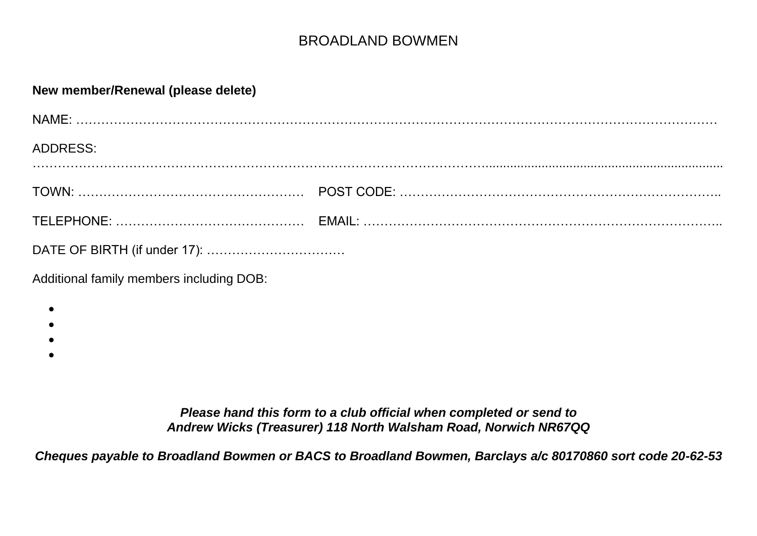BROADLAND BOWMEN

**New member/Renewal (please delete)**

NAME: ……………………………………………………………………………………………………………………………………

ADDRESS:
……………………………………………………………………………………………………………………………………………………

TOWN: ………………………………………………    POST CODE: ………………………………………………………………..

TELEPHONE: ………………………………………    EMAIL: ………………………………………………………………………..

DATE OF BIRTH (if under 17): ……………………………

Additional family members including DOB:

- 
- 
- 
- 

***Please hand this form to a club official when completed or send to***
***Andrew Wicks (Treasurer) 118 North Walsham Road, Norwich NR67QQ***

***Cheques payable to Broadland Bowmen or BACS to Broadland Bowmen, Barclays a/c 80170860 sort code 20-62-53***